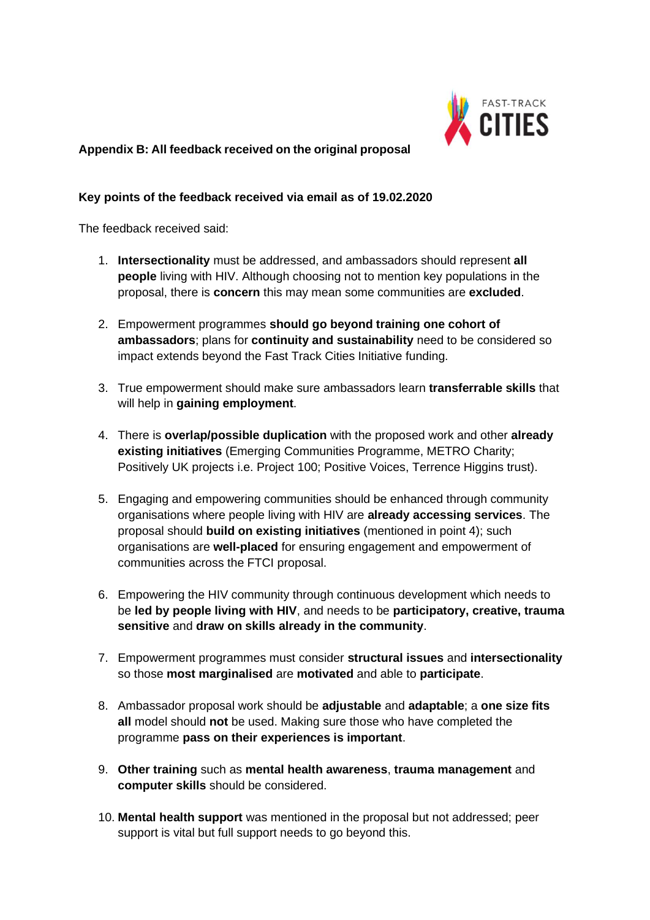## Appendix B: All feedback received on the original proposal

### Key points of the feedback received via email as of 19.02.2020

The feedback received said:

1. **Intersectionality** must be addressed, and ambassadors should represent **all people** living with HIV. Although choosing not to mention key populations in the proposal, there is **concern** this may mean some communities are **excluded**.

2. Empowerment programmes **should go beyond training one cohort of ambassadors**; plans for **continuity and sustainability** need to be considered so impact extends beyond the Fast Track Cities Initiative funding.

3. True empowerment should make sure ambassadors learn **transferrable skills** that will help in **gaining employment**.

4. There is **overlap/possible duplication** with the proposed work and other **already existing initiatives** (Emerging Communities Programme, METRO Charity; Positively UK projects i.e. Project 100; Positive Voices, Terrence Higgins trust).

5. Engaging and empowering communities should be enhanced through community organisations where people living with HIV are **already accessing services**. The proposal should **build on existing initiatives** (mentioned in point 4); such organisations are **well-placed** for ensuring engagement and empowerment of communities across the FTCI proposal.

6. Empowering the HIV community through continuous development which needs to be **led by people living with HIV**, and needs to be **participatory, creative, trauma sensitive** and **draw on skills already in the community**.

7. Empowerment programmes must consider **structural issues** and **intersectionality** so those **most marginalised** are **motivated** and able to **participate**.

8. Ambassador proposal work should be **adjustable** and **adaptable**; a **one size fits all** model should **not** be used. Making sure those who have completed the programme **pass on their experiences is important**.

9. **Other training** such as **mental health awareness**, **trauma management** and **computer skills** should be considered.

10. **Mental health support** was mentioned in the proposal but not addressed; peer support is vital but full support needs to go beyond this.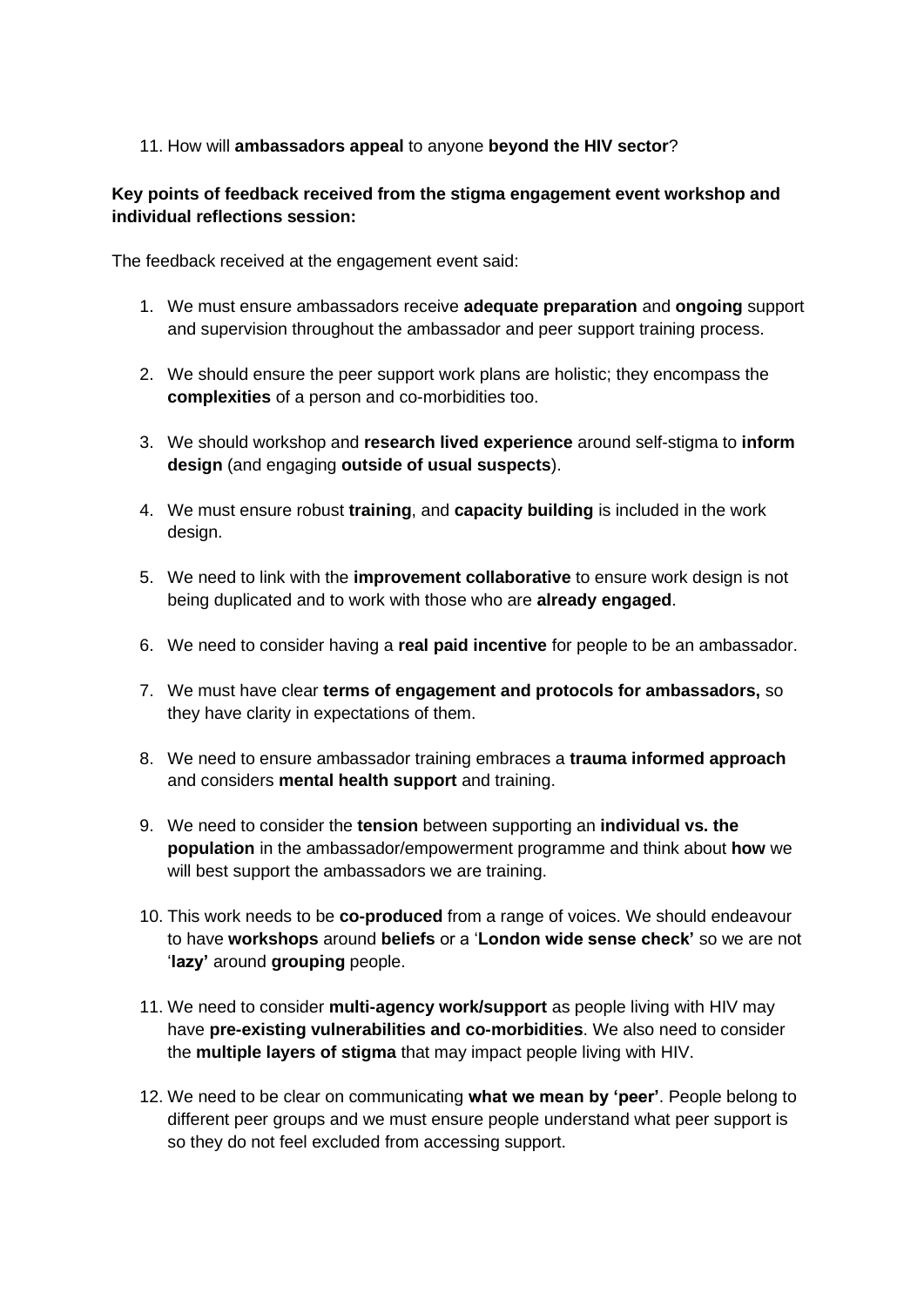11. How will **ambassadors appeal** to anyone **beyond the HIV sector**?

**Key points of feedback received from the stigma engagement event workshop and individual reflections session:**

The feedback received at the engagement event said:

1. We must ensure ambassadors receive **adequate preparation** and **ongoing** support and supervision throughout the ambassador and peer support training process.

2. We should ensure the peer support work plans are holistic; they encompass the **complexities** of a person and co-morbidities too.

3. We should workshop and **research lived experience** around self-stigma to **inform design** (and engaging **outside of usual suspects**).

4. We must ensure robust **training**, and **capacity building** is included in the work design.

5. We need to link with the **improvement collaborative** to ensure work design is not being duplicated and to work with those who are **already engaged**.

6. We need to consider having a **real paid incentive** for people to be an ambassador.

7. We must have clear **terms of engagement and protocols for ambassadors,** so they have clarity in expectations of them.

8. We need to ensure ambassador training embraces a **trauma informed approach** and considers **mental health support** and training.

9. We need to consider the **tension** between supporting an **individual vs. the population** in the ambassador/empowerment programme and think about **how** we will best support the ambassadors we are training.

10. This work needs to be **co-produced** from a range of voices. We should endeavour to have **workshops** around **beliefs** or a '**London wide sense check'** so we are not '**lazy'** around **grouping** people.

11. We need to consider **multi-agency work/support** as people living with HIV may have **pre-existing vulnerabilities and co-morbidities**. We also need to consider the **multiple layers of stigma** that may impact people living with HIV.

12. We need to be clear on communicating **what we mean by 'peer'**. People belong to different peer groups and we must ensure people understand what peer support is so they do not feel excluded from accessing support.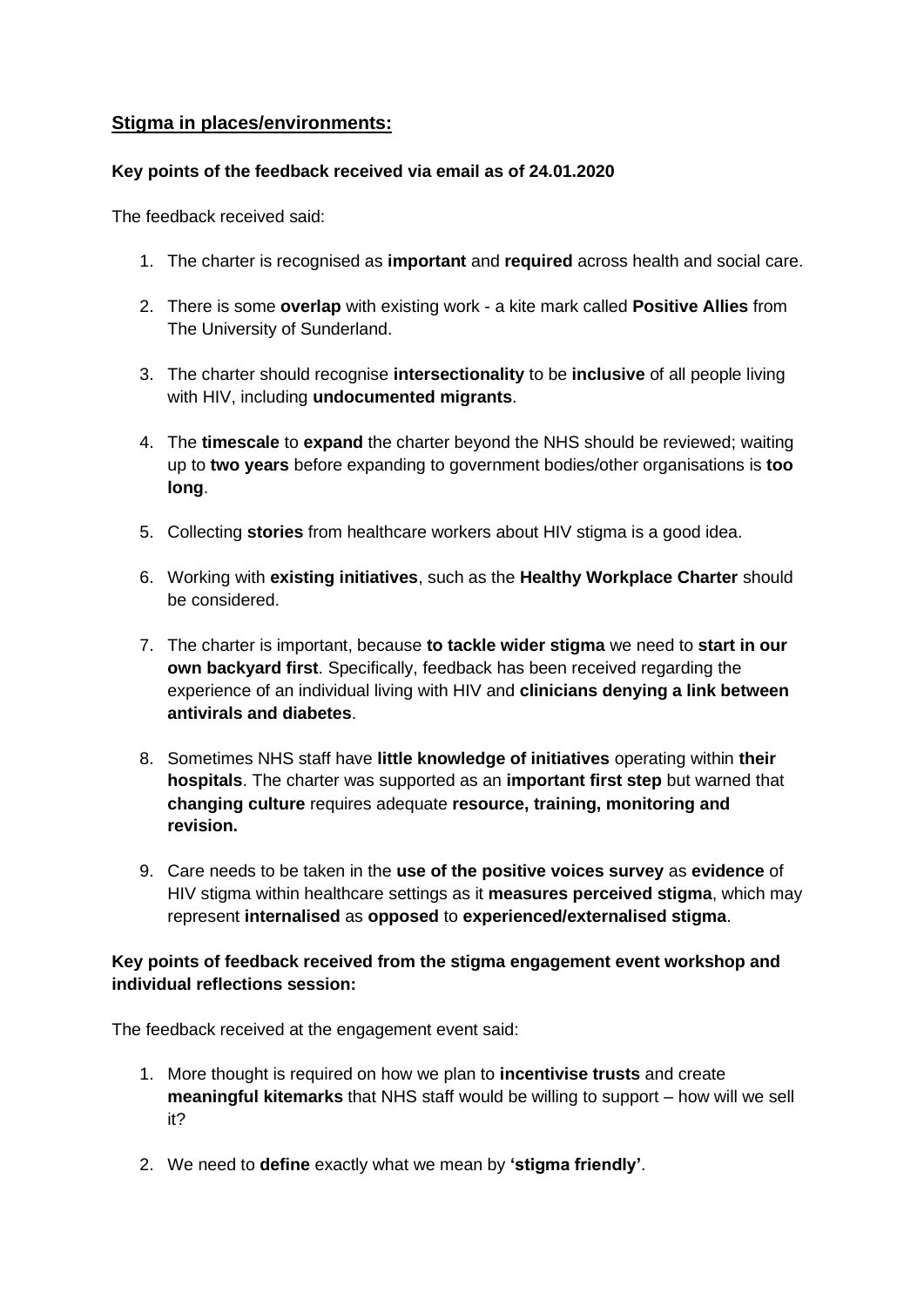## <u>Stigma in places/environments:</u>

**Key points of the feedback received via email as of 24.01.2020**

The feedback received said:

1. The charter is recognised as **important** and **required** across health and social care.

2. There is some **overlap** with existing work - a kite mark called **Positive Allies** from The University of Sunderland.

3. The charter should recognise **intersectionality** to be **inclusive** of all people living with HIV, including **undocumented migrants**.

4. The **timescale** to **expand** the charter beyond the NHS should be reviewed; waiting up to **two years** before expanding to government bodies/other organisations is **too long**.

5. Collecting **stories** from healthcare workers about HIV stigma is a good idea.

6. Working with **existing initiatives**, such as the **Healthy Workplace Charter** should be considered.

7. The charter is important, because **to tackle wider stigma** we need to **start in our own backyard first**. Specifically, feedback has been received regarding the experience of an individual living with HIV and **clinicians denying a link between antivirals and diabetes**.

8. Sometimes NHS staff have **little knowledge of initiatives** operating within **their hospitals**. The charter was supported as an **important first step** but warned that **changing culture** requires adequate **resource, training, monitoring and revision.**

9. Care needs to be taken in the **use of the positive voices survey** as **evidence** of HIV stigma within healthcare settings as it **measures perceived stigma**, which may represent **internalised** as **opposed** to **experienced/externalised stigma**.

**Key points of feedback received from the stigma engagement event workshop and individual reflections session:**

The feedback received at the engagement event said:

1. More thought is required on how we plan to **incentivise trusts** and create **meaningful kitemarks** that NHS staff would be willing to support – how will we sell it?

2. We need to **define** exactly what we mean by **'stigma friendly'**.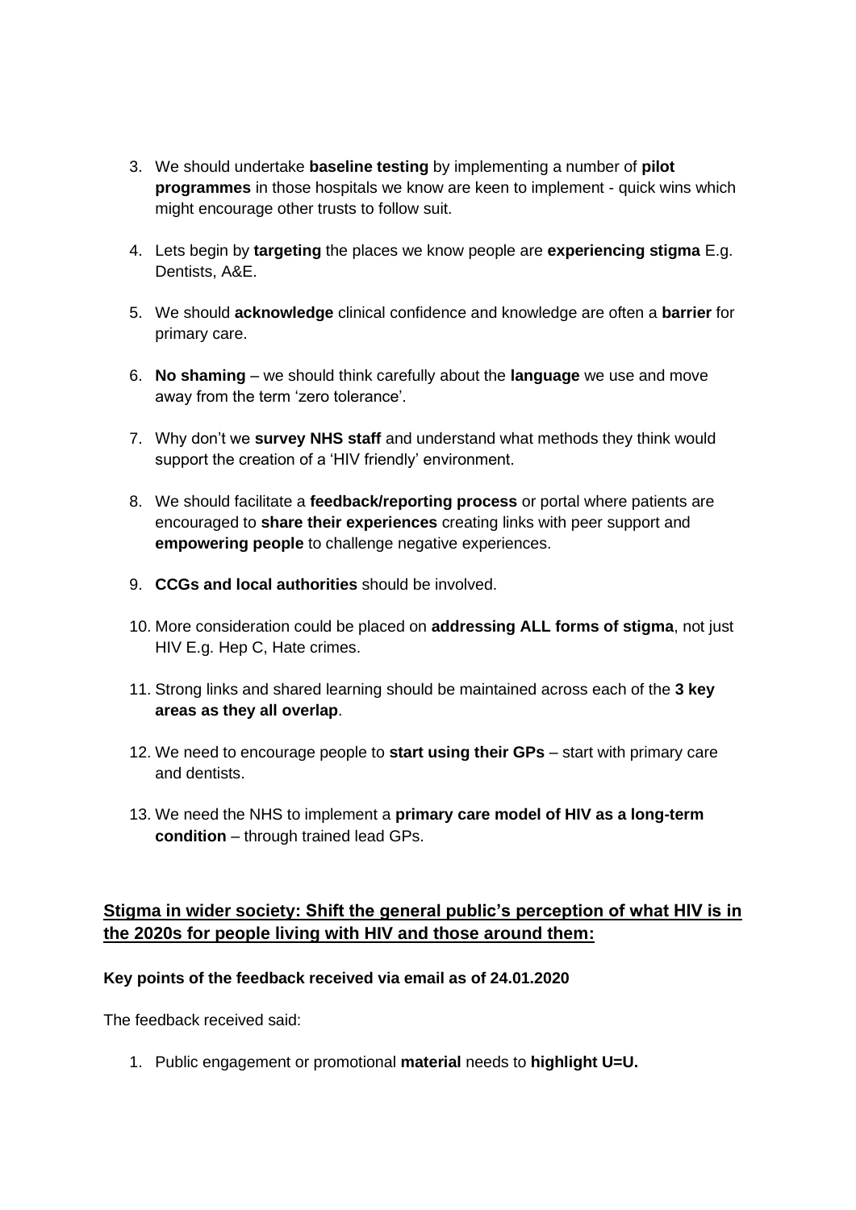3. We should undertake **baseline testing** by implementing a number of **pilot programmes** in those hospitals we know are keen to implement - quick wins which might encourage other trusts to follow suit.

4. Lets begin by **targeting** the places we know people are **experiencing stigma** E.g. Dentists, A&E.

5. We should **acknowledge** clinical confidence and knowledge are often a **barrier** for primary care.

6. **No shaming** – we should think carefully about the **language** we use and move away from the term 'zero tolerance'.

7. Why don't we **survey NHS staff** and understand what methods they think would support the creation of a 'HIV friendly' environment.

8. We should facilitate a **feedback/reporting process** or portal where patients are encouraged to **share their experiences** creating links with peer support and **empowering people** to challenge negative experiences.

9. **CCGs and local authorities** should be involved.

10. More consideration could be placed on **addressing ALL forms of stigma**, not just HIV E.g. Hep C, Hate crimes.

11. Strong links and shared learning should be maintained across each of the **3 key areas as they all overlap**.

12. We need to encourage people to **start using their GPs** – start with primary care and dentists.

13. We need the NHS to implement a **primary care model of HIV as a long-term condition** – through trained lead GPs.

## <u>Stigma in wider society: Shift the general public's perception of what HIV is in the 2020s for people living with HIV and those around them:</u>

**Key points of the feedback received via email as of 24.01.2020**

The feedback received said:

1. Public engagement or promotional **material** needs to **highlight U=U.**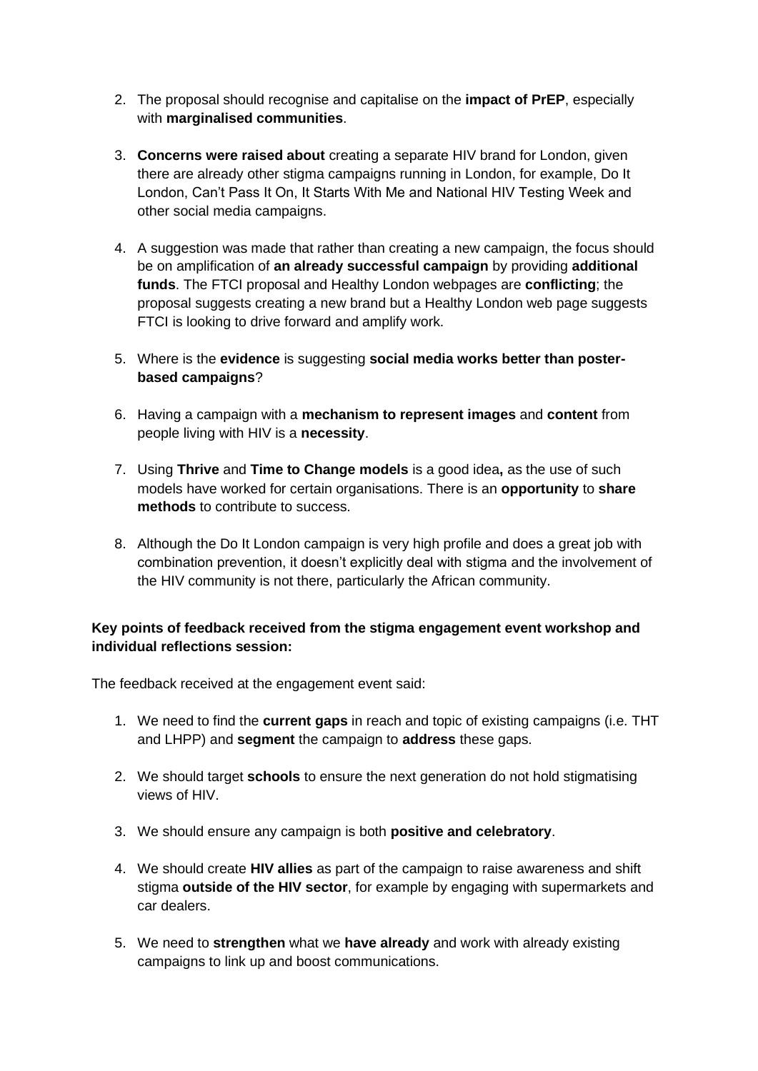2. The proposal should recognise and capitalise on the **impact of PrEP**, especially with **marginalised communities**.

3. **Concerns were raised about** creating a separate HIV brand for London, given there are already other stigma campaigns running in London, for example, Do It London, Can't Pass It On, It Starts With Me and National HIV Testing Week and other social media campaigns.

4. A suggestion was made that rather than creating a new campaign, the focus should be on amplification of **an already successful campaign** by providing **additional funds**. The FTCI proposal and Healthy London webpages are **conflicting**; the proposal suggests creating a new brand but a Healthy London web page suggests FTCI is looking to drive forward and amplify work.

5. Where is the **evidence** is suggesting **social media works better than poster-based campaigns**?

6. Having a campaign with a **mechanism to represent images** and **content** from people living with HIV is a **necessity**.

7. Using **Thrive** and **Time to Change models** is a good idea**,** as the use of such models have worked for certain organisations. There is an **opportunity** to **share methods** to contribute to success.

8. Although the Do It London campaign is very high profile and does a great job with combination prevention, it doesn't explicitly deal with stigma and the involvement of the HIV community is not there, particularly the African community.

**Key points of feedback received from the stigma engagement event workshop and individual reflections session:**

The feedback received at the engagement event said:

1. We need to find the **current gaps** in reach and topic of existing campaigns (i.e. THT and LHPP) and **segment** the campaign to **address** these gaps.

2. We should target **schools** to ensure the next generation do not hold stigmatising views of HIV.

3. We should ensure any campaign is both **positive and celebratory**.

4. We should create **HIV allies** as part of the campaign to raise awareness and shift stigma **outside of the HIV sector**, for example by engaging with supermarkets and car dealers.

5. We need to **strengthen** what we **have already** and work with already existing campaigns to link up and boost communications.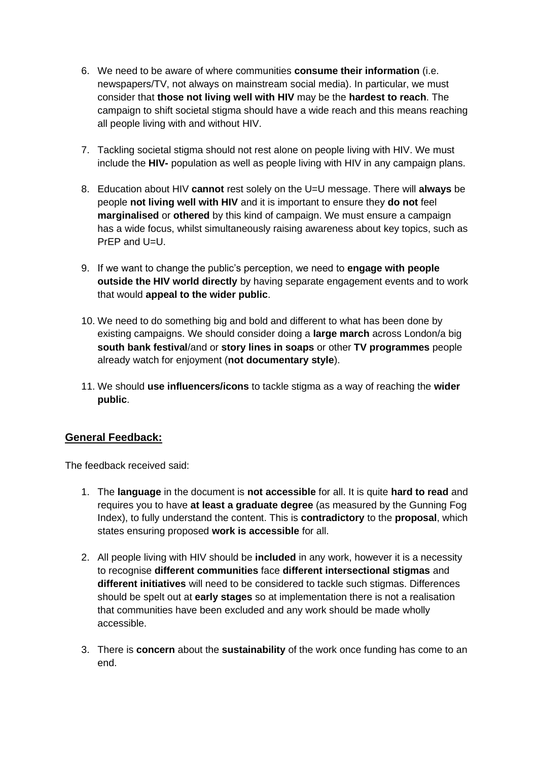6. We need to be aware of where communities **consume their information** (i.e. newspapers/TV, not always on mainstream social media). In particular, we must consider that **those not living well with HIV** may be the **hardest to reach**. The campaign to shift societal stigma should have a wide reach and this means reaching all people living with and without HIV.

7. Tackling societal stigma should not rest alone on people living with HIV. We must include the **HIV-** population as well as people living with HIV in any campaign plans.

8. Education about HIV **cannot** rest solely on the U=U message. There will **always** be people **not living well with HIV** and it is important to ensure they **do not** feel **marginalised** or **othered** by this kind of campaign. We must ensure a campaign has a wide focus, whilst simultaneously raising awareness about key topics, such as PrEP and U=U.

9. If we want to change the public's perception, we need to **engage with people outside the HIV world directly** by having separate engagement events and to work that would **appeal to the wider public**.

10. We need to do something big and bold and different to what has been done by existing campaigns. We should consider doing a **large march** across London/a big **south bank festival**/and or **story lines in soaps** or other **TV programmes** people already watch for enjoyment (**not documentary style**).

11. We should **use influencers/icons** to tackle stigma as a way of reaching the **wider public**.

## General Feedback:

The feedback received said:

1. The **language** in the document is **not accessible** for all. It is quite **hard to read** and requires you to have **at least a graduate degree** (as measured by the Gunning Fog Index), to fully understand the content. This is **contradictory** to the **proposal**, which states ensuring proposed **work is accessible** for all.

2. All people living with HIV should be **included** in any work, however it is a necessity to recognise **different communities** face **different intersectional stigmas** and **different initiatives** will need to be considered to tackle such stigmas. Differences should be spelt out at **early stages** so at implementation there is not a realisation that communities have been excluded and any work should be made wholly accessible.

3. There is **concern** about the **sustainability** of the work once funding has come to an end.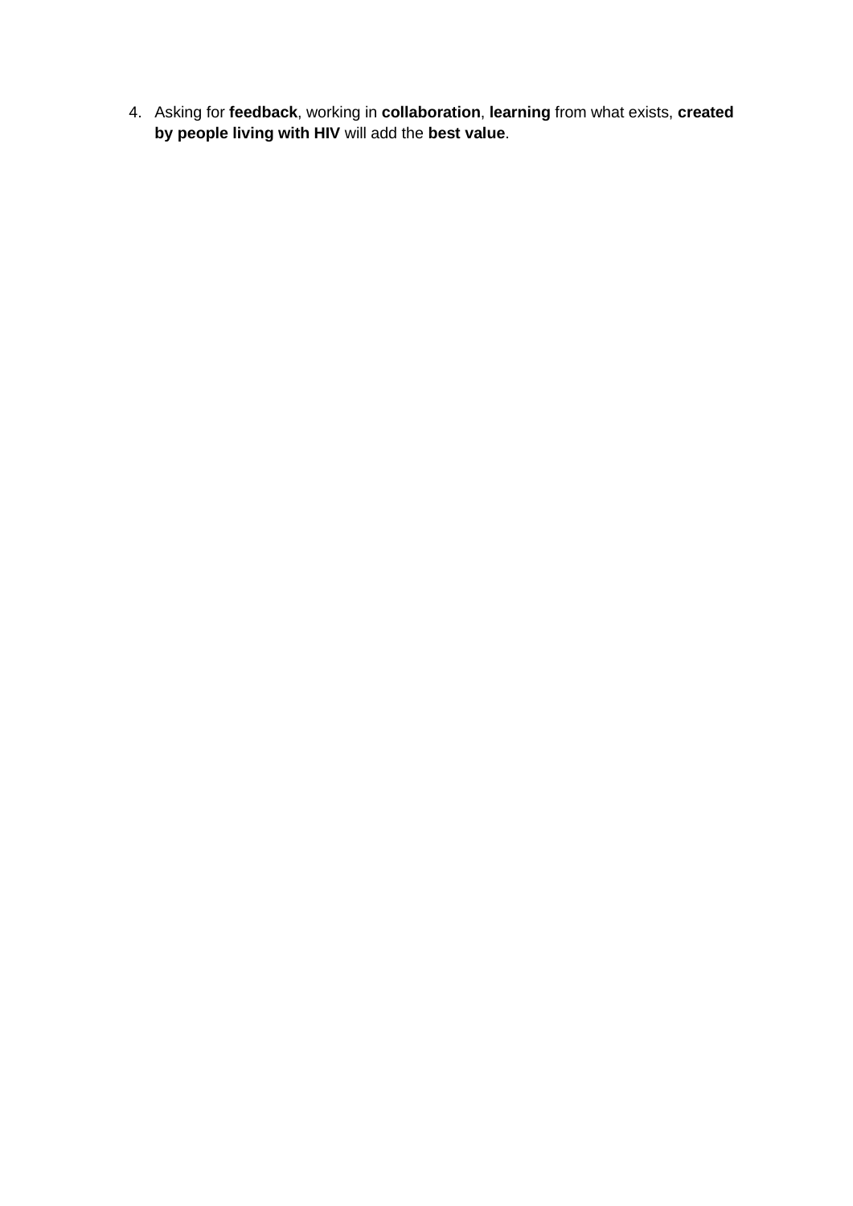4. Asking for **feedback**, working in **collaboration**, **learning** from what exists, **created by people living with HIV** will add the **best value**.